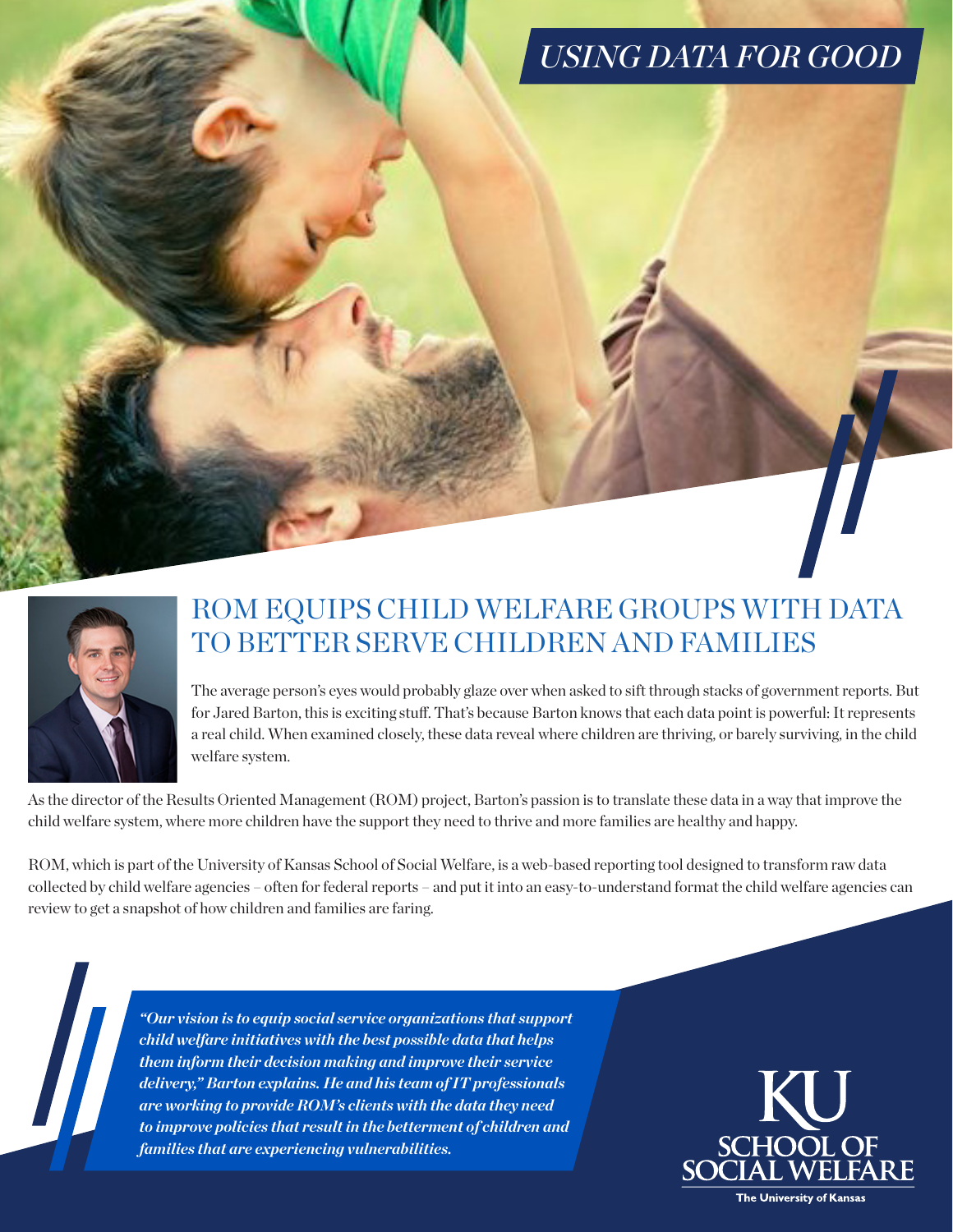*USING DATA FOR GOOD*

# ROM EQUIPS CHILD WELFARE GROUPS WITH DATA TO BETTER SERVE CHILDREN AND FAMILIES

The average person's eyes would probably glaze over when asked to sift through stacks of government reports. But for Jared Barton, this is exciting stuff. That's because Barton knows that each data point is powerful: It represents a real child. When examined closely, these data reveal where children are thriving, or barely surviving, in the child welfare system.

As the director of the Results Oriented Management (ROM) project, Barton's passion is to translate these data in a way that improve the child welfare system, where more children have the support they need to thrive and more families are healthy and happy.

ROM, which is part of the University of Kansas School of Social Welfare, is a web-based reporting tool designed to transform raw data collected by child welfare agencies – often for federal reports – and put it into an easy-to-understand format the child welfare agencies can review to get a snapshot of how children and families are faring.

***"Our vision is to equip social service organizations that support child welfare initiatives with the best possible data that helps them inform their decision making and improve their service delivery," Barton explains. He and his team of IT professionals are working to provide ROM's clients with the data they need to improve policies that result in the betterment of children and families that are experiencing vulnerabilities.***

KU SCHOOL OF SOCIAL WELFARE
The University of Kansas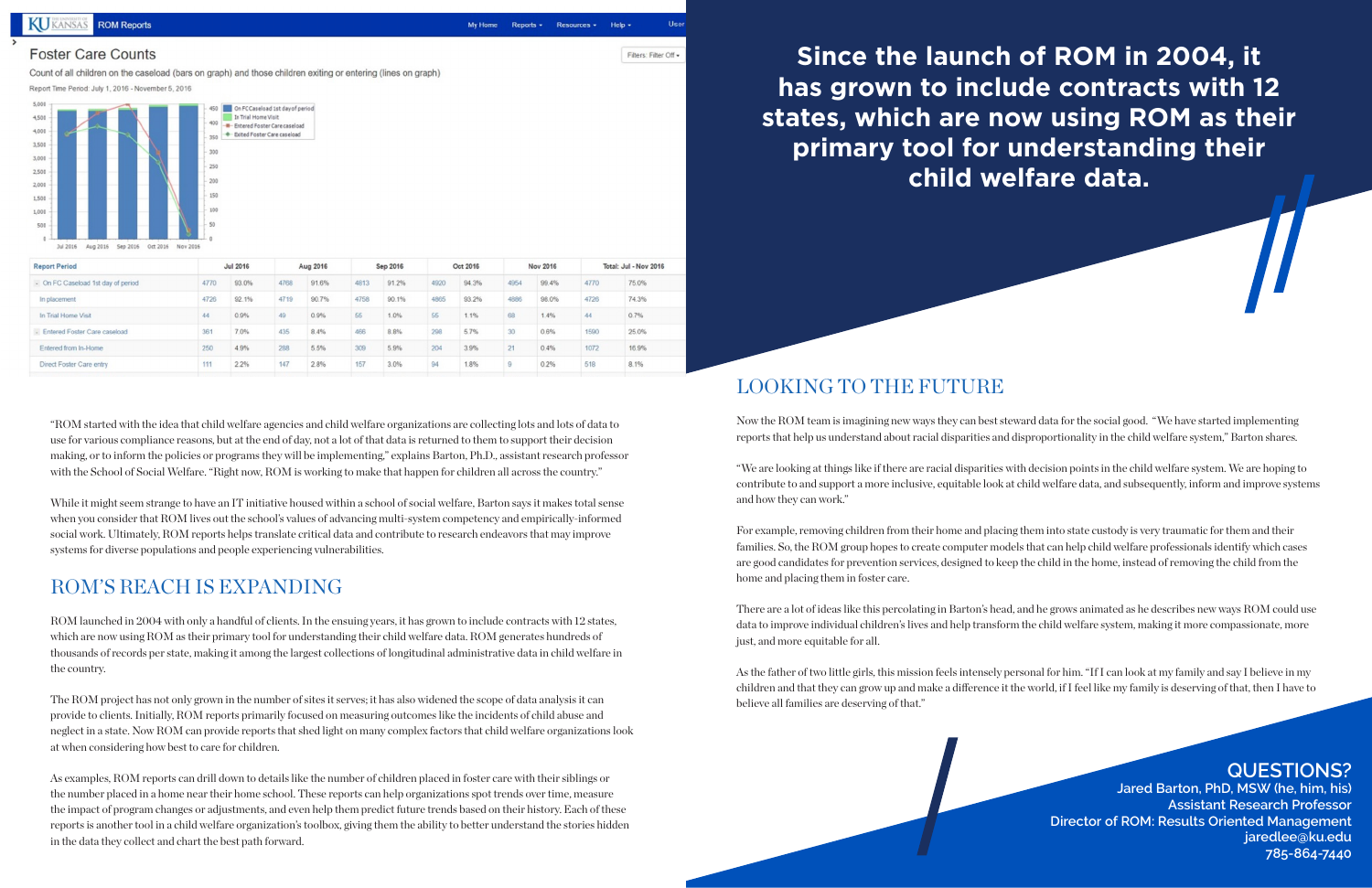## Foster Care Counts

Count of all children on the caseload (bars on graph) and those children exiting or entering (lines on graph)

Report Time Period: July 1, 2016 - November 5, 2016

| Report Period | Jul 2016 | | Aug 2016 | | Sep 2016 | | Oct 2016 | | Nov 2016 | | Total: Jul - Nov 2016 | |
|---|---|---|---|---|---|---|---|---|---|---|---|---|
| On FC Caseload 1st day of period | 4770 | 93.0% | 4768 | 91.6% | 4813 | 91.2% | 4920 | 94.3% | 4954 | 99.4% | 4770 | 75.0% |
| In placement | 4726 | 92.1% | 4719 | 90.7% | 4758 | 90.1% | 4865 | 93.2% | 4886 | 98.0% | 4726 | 74.3% |
| In Trial Home Visit | 44 | 0.9% | 49 | 0.9% | 55 | 1.0% | 55 | 1.1% | 68 | 1.4% | 44 | 0.7% |
| Entered Foster Care caseload | 361 | 7.0% | 435 | 8.4% | 466 | 8.8% | 298 | 5.7% | 30 | 0.6% | 1590 | 25.0% |
| Entered from In-Home | 250 | 4.9% | 288 | 5.5% | 309 | 5.9% | 204 | 3.9% | 21 | 0.4% | 1072 | 16.9% |
| Direct Foster Care entry | 111 | 2.2% | 147 | 2.8% | 157 | 3.0% | 94 | 1.8% | 9 | 0.2% | 518 | 8.1% |

"ROM started with the idea that child welfare agencies and child welfare organizations are collecting lots and lots of data to use for various compliance reasons, but at the end of day, not a lot of that data is returned to them to support their decision making, or to inform the policies or programs they will be implementing," explains Barton, Ph.D., assistant research professor with the School of Social Welfare. "Right now, ROM is working to make that happen for children all across the country."

While it might seem strange to have an IT initiative housed within a school of social welfare, Barton says it makes total sense when you consider that ROM lives out the school's values of advancing multi-system competency and empirically-informed social work. Ultimately, ROM reports helps translate critical data and contribute to research endeavors that may improve systems for diverse populations and people experiencing vulnerabilities.

## ROM'S REACH IS EXPANDING

ROM launched in 2004 with only a handful of clients. In the ensuing years, it has grown to include contracts with 12 states, which are now using ROM as their primary tool for understanding their child welfare data. ROM generates hundreds of thousands of records per state, making it among the largest collections of longitudinal administrative data in child welfare in the country.

The ROM project has not only grown in the number of sites it serves; it has also widened the scope of data analysis it can provide to clients. Initially, ROM reports primarily focused on measuring outcomes like the incidents of child abuse and neglect in a state. Now ROM can provide reports that shed light on many complex factors that child welfare organizations look at when considering how best to care for children.

As examples, ROM reports can drill down to details like the number of children placed in foster care with their siblings or the number placed in a home near their home school. These reports can help organizations spot trends over time, measure the impact of program changes or adjustments, and even help them predict future trends based on their history. Each of these reports is another tool in a child welfare organization's toolbox, giving them the ability to better understand the stories hidden in the data they collect and chart the best path forward.

**Since the launch of ROM in 2004, it has grown to include contracts with 12 states, which are now using ROM as their primary tool for understanding their child welfare data.**

## LOOKING TO THE FUTURE

Now the ROM team is imagining new ways they can best steward data for the social good. "We have started implementing reports that help us understand about racial disparities and disproportionality in the child welfare system," Barton shares.

"We are looking at things like if there are racial disparities with decision points in the child welfare system. We are hoping to contribute to and support a more inclusive, equitable look at child welfare data, and subsequently, inform and improve systems and how they can work."

For example, removing children from their home and placing them into state custody is very traumatic for them and their families. So, the ROM group hopes to create computer models that can help child welfare professionals identify which cases are good candidates for prevention services, designed to keep the child in the home, instead of removing the child from the home and placing them in foster care.

There are a lot of ideas like this percolating in Barton's head, and he grows animated as he describes new ways ROM could use data to improve individual children's lives and help transform the child welfare system, making it more compassionate, more just, and more equitable for all.

As the father of two little girls, this mission feels intensely personal for him. "If I can look at my family and say I believe in my children and that they can grow up and make a difference it the world, if I feel like my family is deserving of that, then I have to believe all families are deserving of that."

**QUESTIONS?**
Jared Barton, PhD, MSW (he, him, his)
Assistant Research Professor
Director of ROM: Results Oriented Management
jaredlee@ku.edu
785-864-7440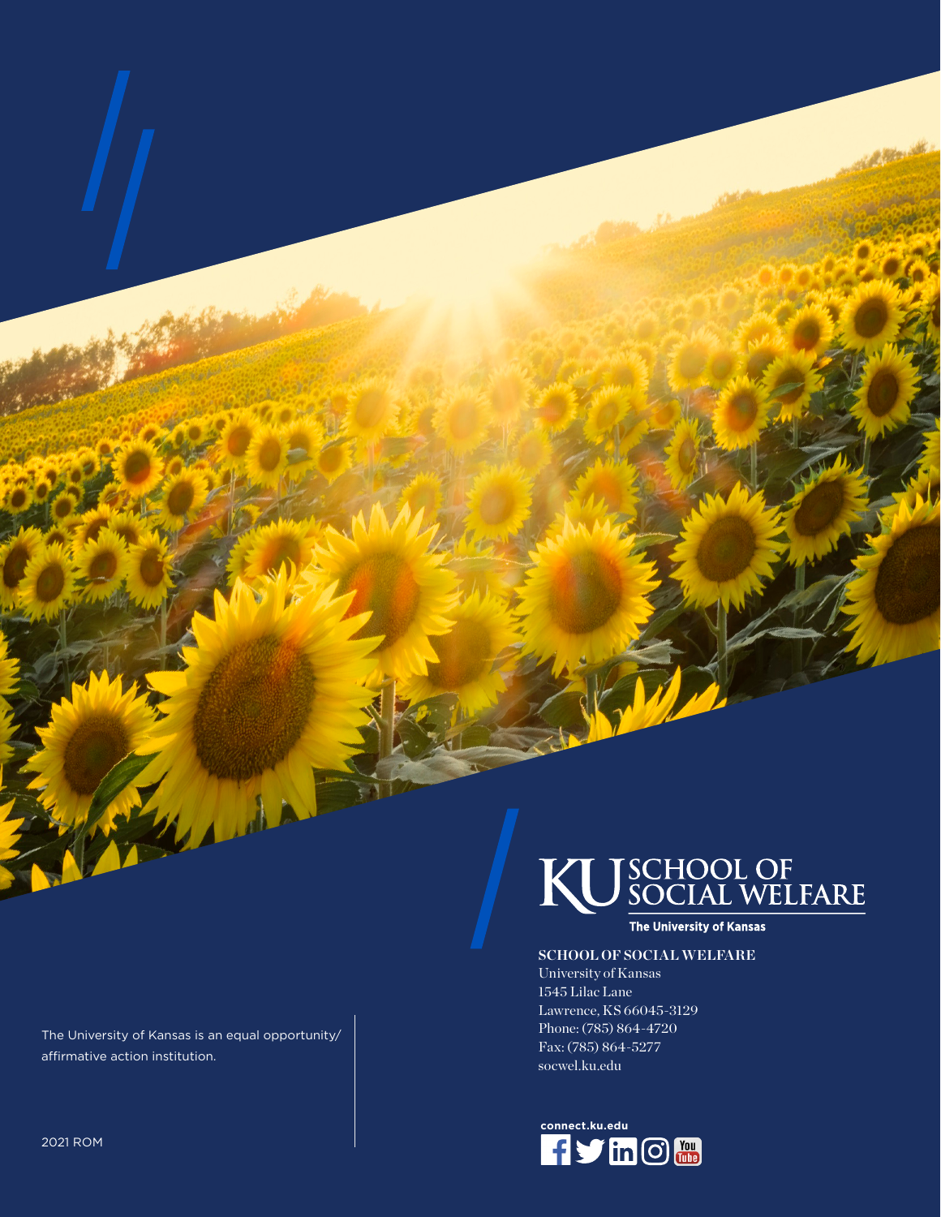KU SCHOOL OF SOCIAL WELFARE

The University of Kansas

**SCHOOL OF SOCIAL WELFARE**
University of Kansas
1545 Lilac Lane
Lawrence, KS 66045-3129
Phone: (785) 864-4720
Fax: (785) 864-5277
socwel.ku.edu

The University of Kansas is an equal opportunity/affirmative action institution.

**connect.ku.edu**

2021 ROM